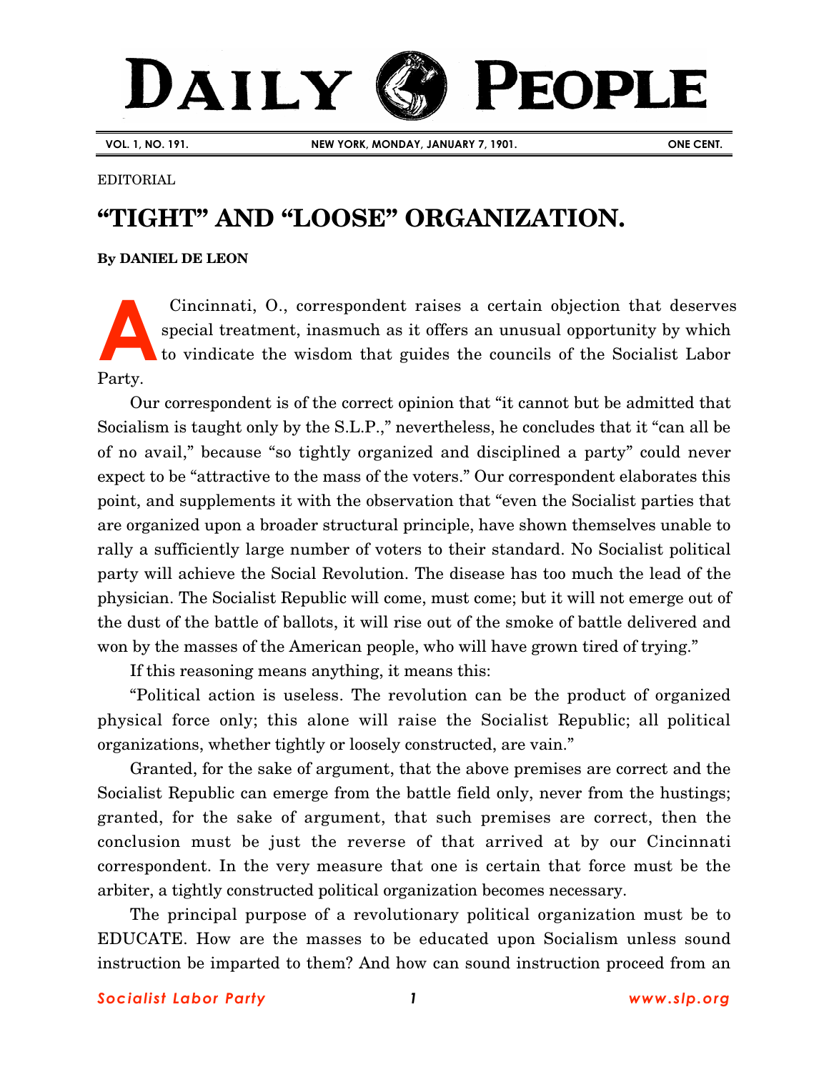# DAILY PEOPLE

VOL. 1, NO. 191. NEW YORK, MONDAY, JANUARY 7, 1901. ONE CENT.

EDITORIAL

## "TIGHT" AND "LOOSE" ORGANIZATION.

**By DANIEL DE LEON**

A Cincinnati, O., correspondent raises a certain objection that deserves special treatment, inasmuch as it offers an unusual opportunity by which to vindicate the wisdom that guides the councils of the Socialist Labor Party.

Our correspondent is of the correct opinion that "it cannot but be admitted that Socialism is taught only by the S.L.P.," nevertheless, he concludes that it "can all be of no avail," because "so tightly organized and disciplined a party" could never expect to be "attractive to the mass of the voters." Our correspondent elaborates this point, and supplements it with the observation that "even the Socialist parties that are organized upon a broader structural principle, have shown themselves unable to rally a sufficiently large number of voters to their standard. No Socialist political party will achieve the Social Revolution. The disease has too much the lead of the physician. The Socialist Republic will come, must come; but it will not emerge out of the dust of the battle of ballots, it will rise out of the smoke of battle delivered and won by the masses of the American people, who will have grown tired of trying."

If this reasoning means anything, it means this:

"Political action is useless. The revolution can be the product of organized physical force only; this alone will raise the Socialist Republic; all political organizations, whether tightly or loosely constructed, are vain."

Granted, for the sake of argument, that the above premises are correct and the Socialist Republic can emerge from the battle field only, never from the hustings; granted, for the sake of argument, that such premises are correct, then the conclusion must be just the reverse of that arrived at by our Cincinnati correspondent. In the very measure that one is certain that force must be the arbiter, a tightly constructed political organization becomes necessary.

The principal purpose of a revolutionary political organization must be to EDUCATE. How are the masses to be educated upon Socialism unless sound instruction be imparted to them? And how can sound instruction proceed from an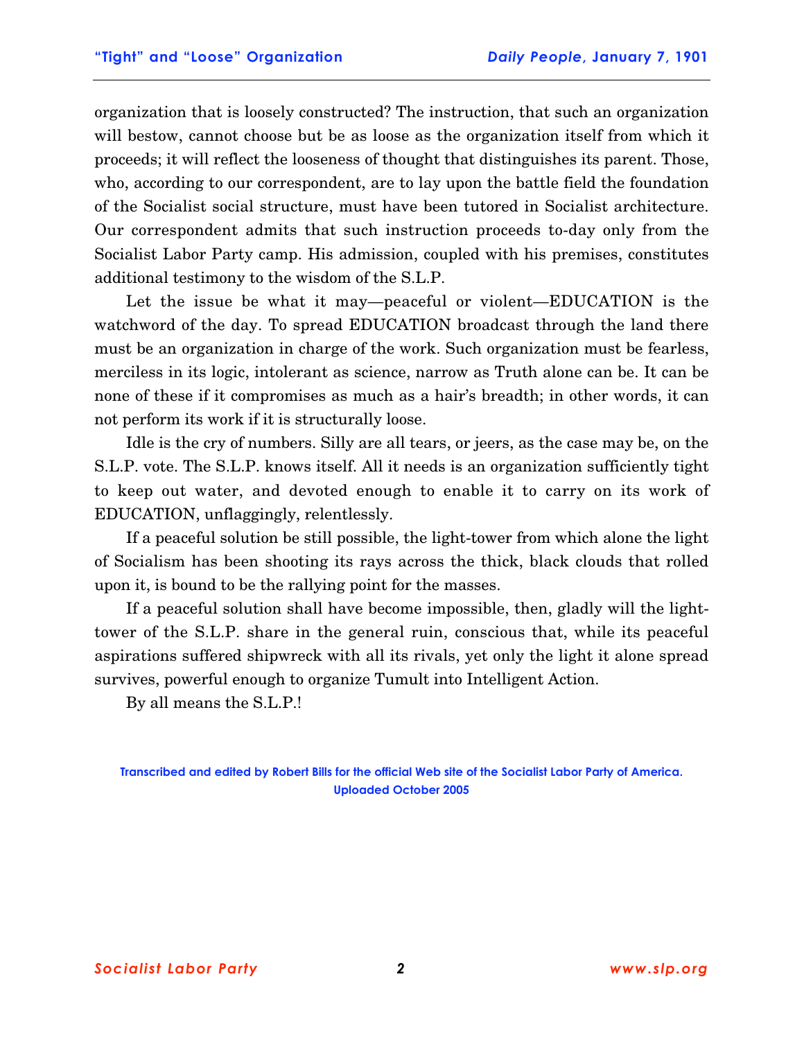organization that is loosely constructed? The instruction, that such an organization will bestow, cannot choose but be as loose as the organization itself from which it proceeds; it will reflect the looseness of thought that distinguishes its parent. Those, who, according to our correspondent, are to lay upon the battle field the foundation of the Socialist social structure, must have been tutored in Socialist architecture. Our correspondent admits that such instruction proceeds to-day only from the Socialist Labor Party camp. His admission, coupled with his premises, constitutes additional testimony to the wisdom of the S.L.P.

Let the issue be what it may—peaceful or violent—EDUCATION is the watchword of the day. To spread EDUCATION broadcast through the land there must be an organization in charge of the work. Such organization must be fearless, merciless in its logic, intolerant as science, narrow as Truth alone can be. It can be none of these if it compromises as much as a hair's breadth; in other words, it can not perform its work if it is structurally loose.

Idle is the cry of numbers. Silly are all tears, or jeers, as the case may be, on the S.L.P. vote. The S.L.P. knows itself. All it needs is an organization sufficiently tight to keep out water, and devoted enough to enable it to carry on its work of EDUCATION, unflaggingly, relentlessly.

If a peaceful solution be still possible, the light-tower from which alone the light of Socialism has been shooting its rays across the thick, black clouds that rolled upon it, is bound to be the rallying point for the masses.

If a peaceful solution shall have become impossible, then, gladly will the light-tower of the S.L.P. share in the general ruin, conscious that, while its peaceful aspirations suffered shipwreck with all its rivals, yet only the light it alone spread survives, powerful enough to organize Tumult into Intelligent Action.

By all means the S.L.P.!

**Transcribed and edited by Robert Bills for the official Web site of the Socialist Labor Party of America. Uploaded October 2005**